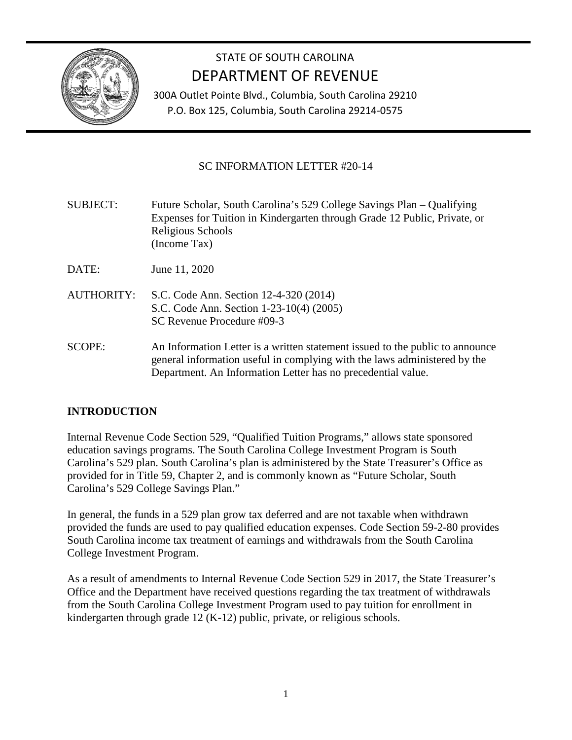# STATE OF SOUTH CAROLINA
# DEPARTMENT OF REVENUE

300A Outlet Pointe Blvd., Columbia, South Carolina 29210
P.O. Box 125, Columbia, South Carolina 29214-0575

## SC INFORMATION LETTER #20-14

SUBJECT: Future Scholar, South Carolina's 529 College Savings Plan – Qualifying Expenses for Tuition in Kindergarten through Grade 12 Public, Private, or Religious Schools
(Income Tax)

DATE: June 11, 2020

AUTHORITY: S.C. Code Ann. Section 12-4-320 (2014)
S.C. Code Ann. Section 1-23-10(4) (2005)
SC Revenue Procedure #09-3

SCOPE: An Information Letter is a written statement issued to the public to announce general information useful in complying with the laws administered by the Department. An Information Letter has no precedential value.

## INTRODUCTION

Internal Revenue Code Section 529, "Qualified Tuition Programs," allows state sponsored education savings programs. The South Carolina College Investment Program is South Carolina's 529 plan. South Carolina's plan is administered by the State Treasurer's Office as provided for in Title 59, Chapter 2, and is commonly known as "Future Scholar, South Carolina's 529 College Savings Plan."

In general, the funds in a 529 plan grow tax deferred and are not taxable when withdrawn provided the funds are used to pay qualified education expenses. Code Section 59-2-80 provides South Carolina income tax treatment of earnings and withdrawals from the South Carolina College Investment Program.

As a result of amendments to Internal Revenue Code Section 529 in 2017, the State Treasurer's Office and the Department have received questions regarding the tax treatment of withdrawals from the South Carolina College Investment Program used to pay tuition for enrollment in kindergarten through grade 12 (K-12) public, private, or religious schools.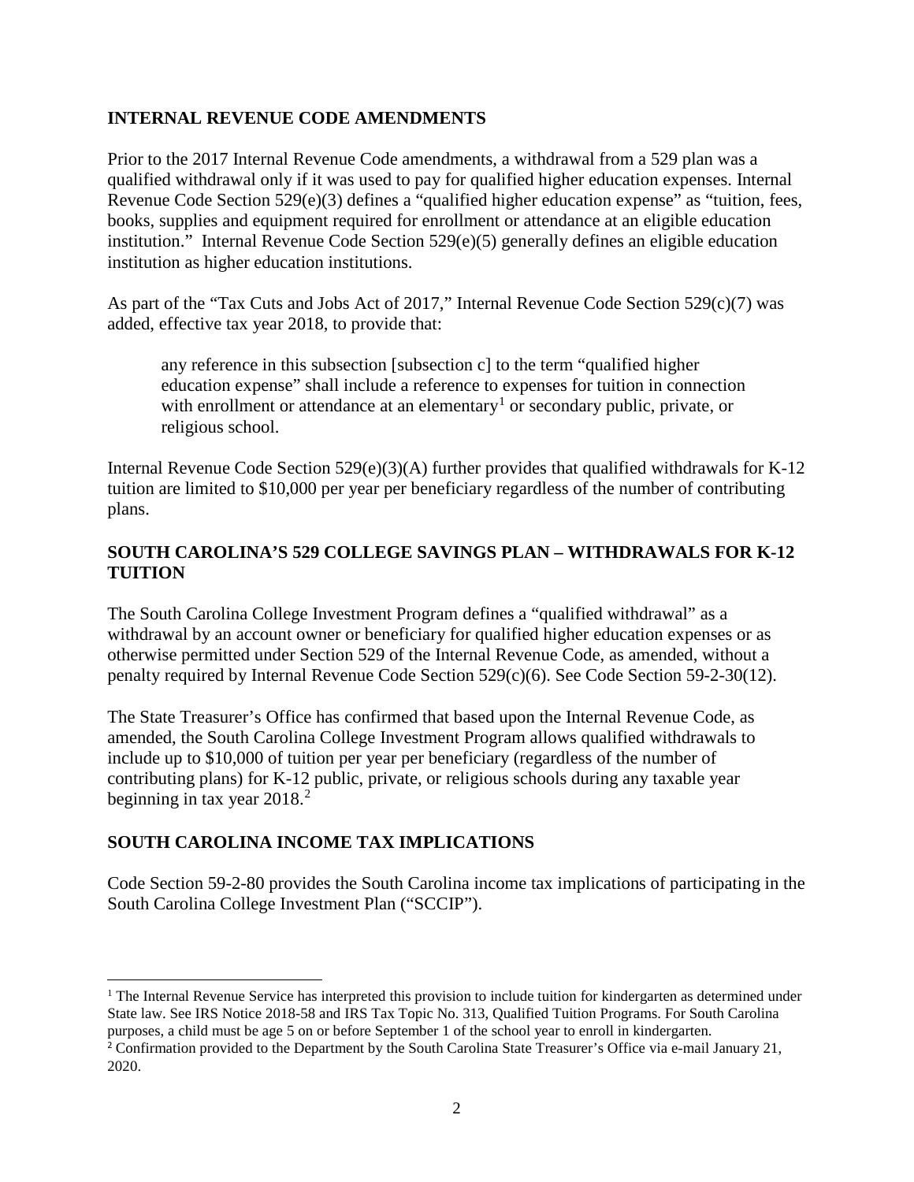## INTERNAL REVENUE CODE AMENDMENTS

Prior to the 2017 Internal Revenue Code amendments, a withdrawal from a 529 plan was a qualified withdrawal only if it was used to pay for qualified higher education expenses. Internal Revenue Code Section 529(e)(3) defines a "qualified higher education expense" as "tuition, fees, books, supplies and equipment required for enrollment or attendance at an eligible education institution." Internal Revenue Code Section 529(e)(5) generally defines an eligible education institution as higher education institutions.

As part of the "Tax Cuts and Jobs Act of 2017," Internal Revenue Code Section 529(c)(7) was added, effective tax year 2018, to provide that:

> any reference in this subsection [subsection c] to the term "qualified higher education expense" shall include a reference to expenses for tuition in connection with enrollment or attendance at an elementary[1] or secondary public, private, or religious school.

Internal Revenue Code Section 529(e)(3)(A) further provides that qualified withdrawals for K-12 tuition are limited to $10,000 per year per beneficiary regardless of the number of contributing plans.

## SOUTH CAROLINA'S 529 COLLEGE SAVINGS PLAN – WITHDRAWALS FOR K-12 TUITION

The South Carolina College Investment Program defines a "qualified withdrawal" as a withdrawal by an account owner or beneficiary for qualified higher education expenses or as otherwise permitted under Section 529 of the Internal Revenue Code, as amended, without a penalty required by Internal Revenue Code Section 529(c)(6). See Code Section 59-2-30(12).

The State Treasurer's Office has confirmed that based upon the Internal Revenue Code, as amended, the South Carolina College Investment Program allows qualified withdrawals to include up to $10,000 of tuition per year per beneficiary (regardless of the number of contributing plans) for K-12 public, private, or religious schools during any taxable year beginning in tax year 2018.[2]

## SOUTH CAROLINA INCOME TAX IMPLICATIONS

Code Section 59-2-80 provides the South Carolina income tax implications of participating in the South Carolina College Investment Plan ("SCCIP").

---

[1] The Internal Revenue Service has interpreted this provision to include tuition for kindergarten as determined under State law. See IRS Notice 2018-58 and IRS Tax Topic No. 313, Qualified Tuition Programs. For South Carolina purposes, a child must be age 5 on or before September 1 of the school year to enroll in kindergarten.

[2] Confirmation provided to the Department by the South Carolina State Treasurer's Office via e-mail January 21, 2020.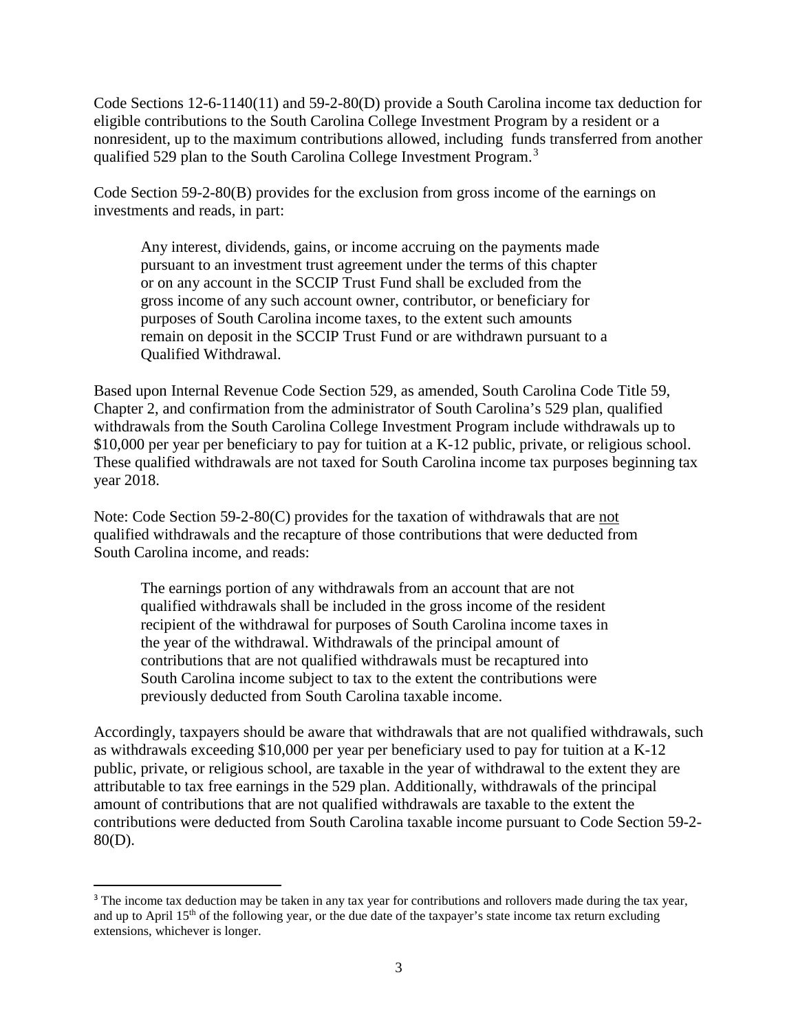Code Sections 12-6-1140(11) and 59-2-80(D) provide a South Carolina income tax deduction for eligible contributions to the South Carolina College Investment Program by a resident or a nonresident, up to the maximum contributions allowed, including funds transferred from another qualified 529 plan to the South Carolina College Investment Program.[3]

Code Section 59-2-80(B) provides for the exclusion from gross income of the earnings on investments and reads, in part:

> Any interest, dividends, gains, or income accruing on the payments made pursuant to an investment trust agreement under the terms of this chapter or on any account in the SCCIP Trust Fund shall be excluded from the gross income of any such account owner, contributor, or beneficiary for purposes of South Carolina income taxes, to the extent such amounts remain on deposit in the SCCIP Trust Fund or are withdrawn pursuant to a Qualified Withdrawal.

Based upon Internal Revenue Code Section 529, as amended, South Carolina Code Title 59, Chapter 2, and confirmation from the administrator of South Carolina's 529 plan, qualified withdrawals from the South Carolina College Investment Program include withdrawals up to $10,000 per year per beneficiary to pay for tuition at a K-12 public, private, or religious school. These qualified withdrawals are not taxed for South Carolina income tax purposes beginning tax year 2018.

Note: Code Section 59-2-80(C) provides for the taxation of withdrawals that are <u>not</u> qualified withdrawals and the recapture of those contributions that were deducted from South Carolina income, and reads:

> The earnings portion of any withdrawals from an account that are not qualified withdrawals shall be included in the gross income of the resident recipient of the withdrawal for purposes of South Carolina income taxes in the year of the withdrawal. Withdrawals of the principal amount of contributions that are not qualified withdrawals must be recaptured into South Carolina income subject to tax to the extent the contributions were previously deducted from South Carolina taxable income.

Accordingly, taxpayers should be aware that withdrawals that are not qualified withdrawals, such as withdrawals exceeding $10,000 per year per beneficiary used to pay for tuition at a K-12 public, private, or religious school, are taxable in the year of withdrawal to the extent they are attributable to tax free earnings in the 529 plan. Additionally, withdrawals of the principal amount of contributions that are not qualified withdrawals are taxable to the extent the contributions were deducted from South Carolina taxable income pursuant to Code Section 59-2-80(D).

---

[3] The income tax deduction may be taken in any tax year for contributions and rollovers made during the tax year, and up to April 15th of the following year, or the due date of the taxpayer's state income tax return excluding extensions, whichever is longer.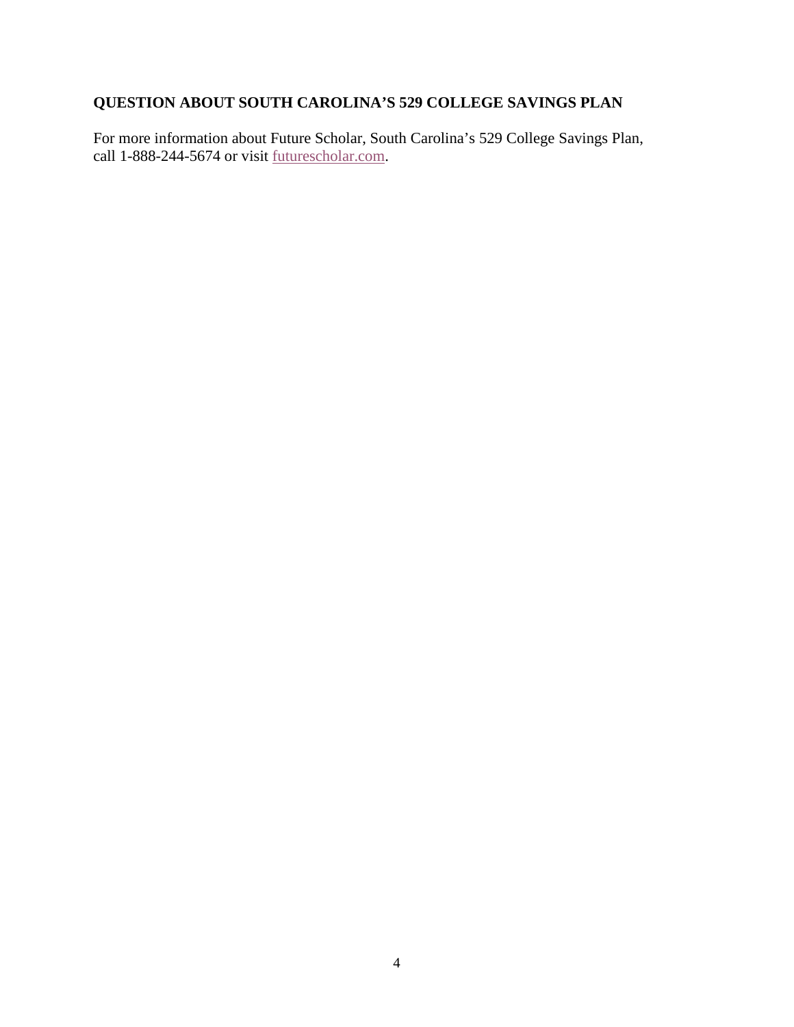## QUESTION ABOUT SOUTH CAROLINA'S 529 COLLEGE SAVINGS PLAN

For more information about Future Scholar, South Carolina's 529 College Savings Plan, call 1-888-244-5674 or visit [futurescholar.com](futurescholar.com).